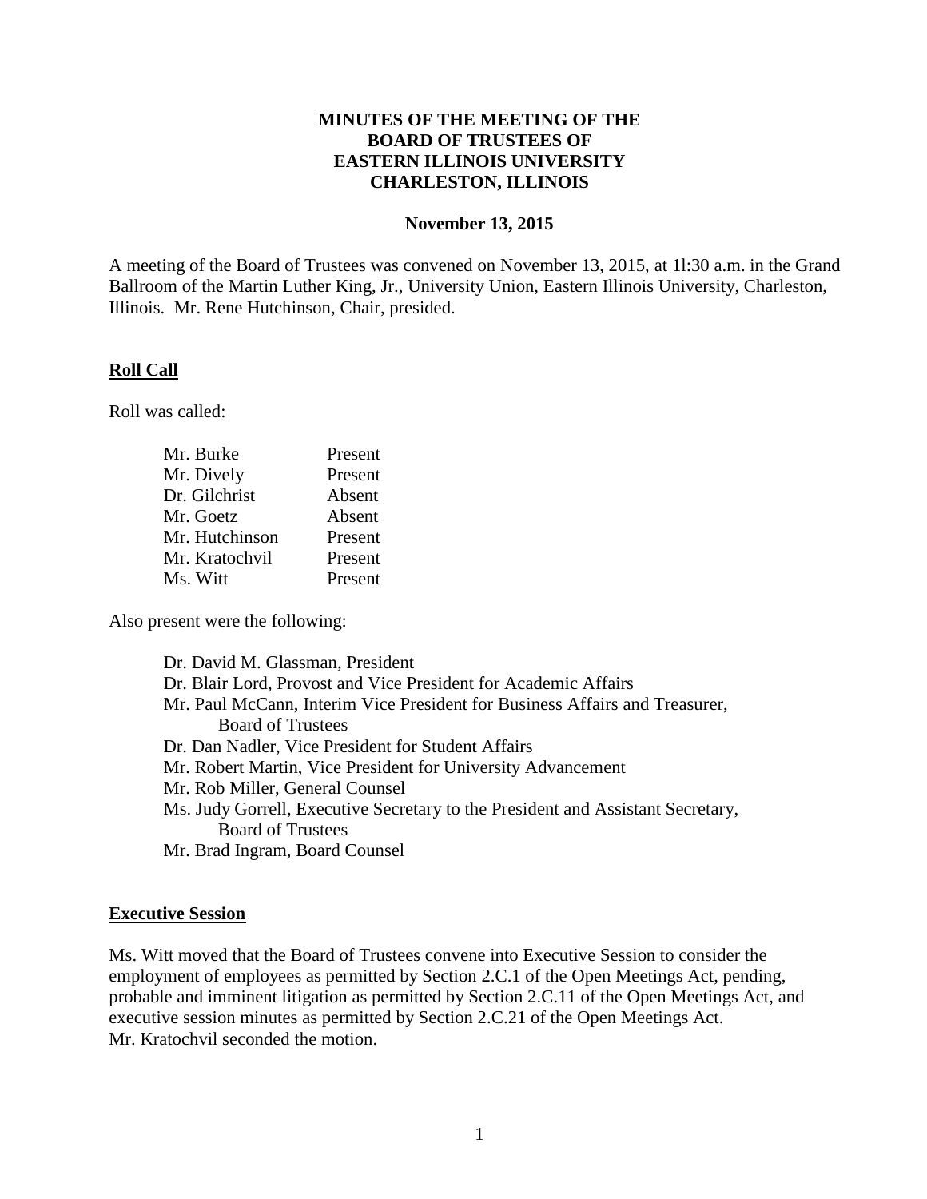**MINUTES OF THE MEETING OF THE**
**BOARD OF TRUSTEES OF**
**EASTERN ILLINOIS UNIVERSITY**
**CHARLESTON, ILLINOIS**

**November 13, 2015**

A meeting of the Board of Trustees was convened on November 13, 2015, at 1l:30 a.m. in the Grand Ballroom of the Martin Luther King, Jr., University Union, Eastern Illinois University, Charleston, Illinois. Mr. Rene Hutchinson, Chair, presided.

## **Roll Call**

Roll was called:

| | |
|---|---|
| Mr. Burke | Present |
| Mr. Dively | Present |
| Dr. Gilchrist | Absent |
| Mr. Goetz | Absent |
| Mr. Hutchinson | Present |
| Mr. Kratochvil | Present |
| Ms. Witt | Present |

Also present were the following:

Dr. David M. Glassman, President
Dr. Blair Lord, Provost and Vice President for Academic Affairs
Mr. Paul McCann, Interim Vice President for Business Affairs and Treasurer, Board of Trustees
Dr. Dan Nadler, Vice President for Student Affairs
Mr. Robert Martin, Vice President for University Advancement
Mr. Rob Miller, General Counsel
Ms. Judy Gorrell, Executive Secretary to the President and Assistant Secretary, Board of Trustees
Mr. Brad Ingram, Board Counsel

## **Executive Session**

Ms. Witt moved that the Board of Trustees convene into Executive Session to consider the employment of employees as permitted by Section 2.C.1 of the Open Meetings Act, pending, probable and imminent litigation as permitted by Section 2.C.11 of the Open Meetings Act, and executive session minutes as permitted by Section 2.C.21 of the Open Meetings Act. Mr. Kratochvil seconded the motion.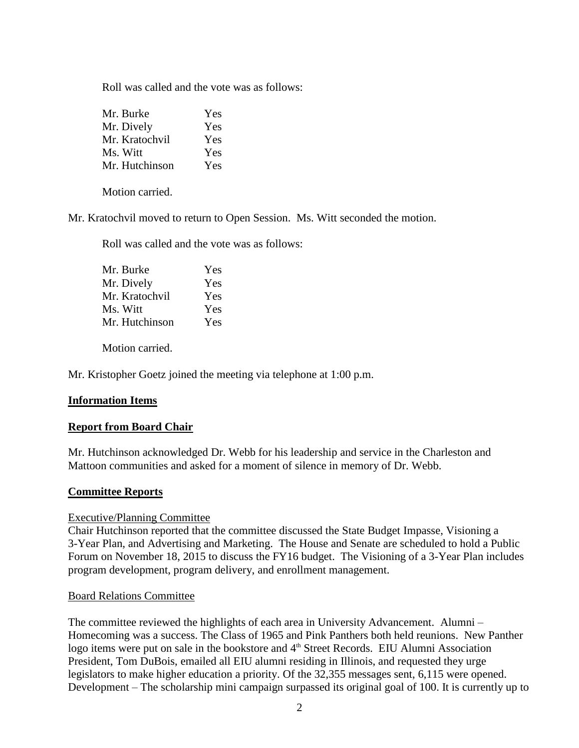Roll was called and the vote was as follows:

| | |
|---|---|
| Mr. Burke | Yes |
| Mr. Dively | Yes |
| Mr. Kratochvil | Yes |
| Ms. Witt | Yes |
| Mr. Hutchinson | Yes |

Motion carried.

Mr. Kratochvil moved to return to Open Session. Ms. Witt seconded the motion.

Roll was called and the vote was as follows:

| | |
|---|---|
| Mr. Burke | Yes |
| Mr. Dively | Yes |
| Mr. Kratochvil | Yes |
| Ms. Witt | Yes |
| Mr. Hutchinson | Yes |

Motion carried.

Mr. Kristopher Goetz joined the meeting via telephone at 1:00 p.m.

**Information Items**

**Report from Board Chair**

Mr. Hutchinson acknowledged Dr. Webb for his leadership and service in the Charleston and Mattoon communities and asked for a moment of silence in memory of Dr. Webb.

**Committee Reports**

Executive/Planning Committee

Chair Hutchinson reported that the committee discussed the State Budget Impasse, Visioning a 3-Year Plan, and Advertising and Marketing. The House and Senate are scheduled to hold a Public Forum on November 18, 2015 to discuss the FY16 budget. The Visioning of a 3-Year Plan includes program development, program delivery, and enrollment management.

Board Relations Committee

The committee reviewed the highlights of each area in University Advancement. Alumni – Homecoming was a success. The Class of 1965 and Pink Panthers both held reunions. New Panther logo items were put on sale in the bookstore and 4th Street Records. EIU Alumni Association President, Tom DuBois, emailed all EIU alumni residing in Illinois, and requested they urge legislators to make higher education a priority. Of the 32,355 messages sent, 6,115 were opened. Development – The scholarship mini campaign surpassed its original goal of 100. It is currently up to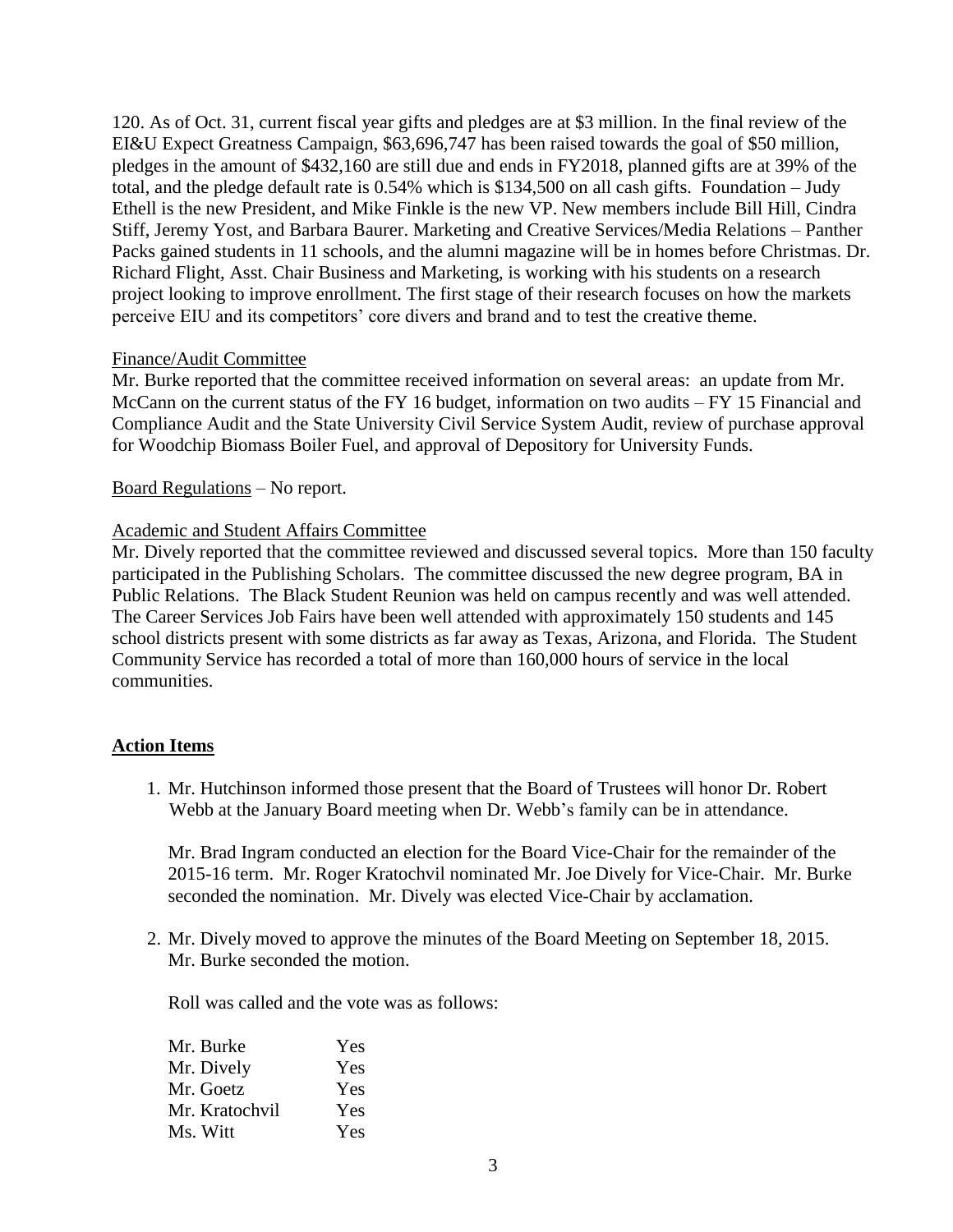120. As of Oct. 31, current fiscal year gifts and pledges are at $3 million. In the final review of the EI&U Expect Greatness Campaign, $63,696,747 has been raised towards the goal of $50 million, pledges in the amount of $432,160 are still due and ends in FY2018, planned gifts are at 39% of the total, and the pledge default rate is 0.54% which is $134,500 on all cash gifts. Foundation – Judy Ethell is the new President, and Mike Finkle is the new VP. New members include Bill Hill, Cindra Stiff, Jeremy Yost, and Barbara Baurer. Marketing and Creative Services/Media Relations – Panther Packs gained students in 11 schools, and the alumni magazine will be in homes before Christmas. Dr. Richard Flight, Asst. Chair Business and Marketing, is working with his students on a research project looking to improve enrollment. The first stage of their research focuses on how the markets perceive EIU and its competitors' core divers and brand and to test the creative theme.

Finance/Audit Committee

Mr. Burke reported that the committee received information on several areas: an update from Mr. McCann on the current status of the FY 16 budget, information on two audits – FY 15 Financial and Compliance Audit and the State University Civil Service System Audit, review of purchase approval for Woodchip Biomass Boiler Fuel, and approval of Depository for University Funds.

Board Regulations – No report.

Academic and Student Affairs Committee

Mr. Dively reported that the committee reviewed and discussed several topics. More than 150 faculty participated in the Publishing Scholars. The committee discussed the new degree program, BA in Public Relations. The Black Student Reunion was held on campus recently and was well attended. The Career Services Job Fairs have been well attended with approximately 150 students and 145 school districts present with some districts as far away as Texas, Arizona, and Florida. The Student Community Service has recorded a total of more than 160,000 hours of service in the local communities.

## Action Items

1. Mr. Hutchinson informed those present that the Board of Trustees will honor Dr. Robert Webb at the January Board meeting when Dr. Webb's family can be in attendance.

   Mr. Brad Ingram conducted an election for the Board Vice-Chair for the remainder of the 2015-16 term. Mr. Roger Kratochvil nominated Mr. Joe Dively for Vice-Chair. Mr. Burke seconded the nomination. Mr. Dively was elected Vice-Chair by acclamation.

2. Mr. Dively moved to approve the minutes of the Board Meeting on September 18, 2015. Mr. Burke seconded the motion.

   Roll was called and the vote was as follows:

   | | |
   |---|---|
   | Mr. Burke | Yes |
   | Mr. Dively | Yes |
   | Mr. Goetz | Yes |
   | Mr. Kratochvil | Yes |
   | Ms. Witt | Yes |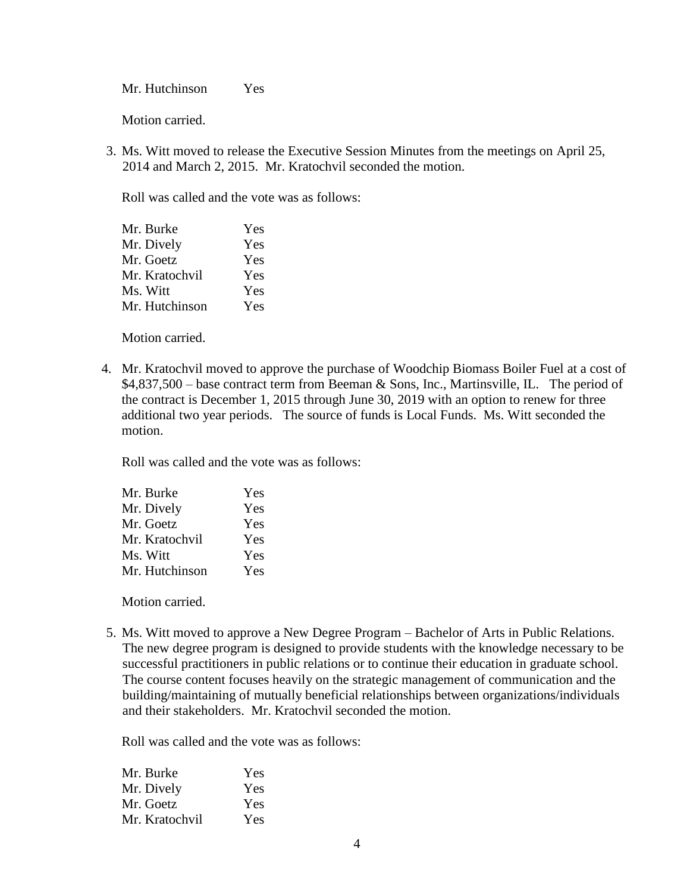| | |
|---|---|
| Mr. Hutchinson | Yes |

Motion carried.

3. Ms. Witt moved to release the Executive Session Minutes from the meetings on April 25, 2014 and March 2, 2015. Mr. Kratochvil seconded the motion.

   Roll was called and the vote was as follows:

   | | |
   |---|---|
   | Mr. Burke | Yes |
   | Mr. Dively | Yes |
   | Mr. Goetz | Yes |
   | Mr. Kratochvil | Yes |
   | Ms. Witt | Yes |
   | Mr. Hutchinson | Yes |

   Motion carried.

4. Mr. Kratochvil moved to approve the purchase of Woodchip Biomass Boiler Fuel at a cost of $4,837,500 – base contract term from Beeman & Sons, Inc., Martinsville, IL. The period of the contract is December 1, 2015 through June 30, 2019 with an option to renew for three additional two year periods. The source of funds is Local Funds. Ms. Witt seconded the motion.

   Roll was called and the vote was as follows:

   | | |
   |---|---|
   | Mr. Burke | Yes |
   | Mr. Dively | Yes |
   | Mr. Goetz | Yes |
   | Mr. Kratochvil | Yes |
   | Ms. Witt | Yes |
   | Mr. Hutchinson | Yes |

   Motion carried.

5. Ms. Witt moved to approve a New Degree Program – Bachelor of Arts in Public Relations. The new degree program is designed to provide students with the knowledge necessary to be successful practitioners in public relations or to continue their education in graduate school. The course content focuses heavily on the strategic management of communication and the building/maintaining of mutually beneficial relationships between organizations/individuals and their stakeholders. Mr. Kratochvil seconded the motion.

   Roll was called and the vote was as follows:

   | | |
   |---|---|
   | Mr. Burke | Yes |
   | Mr. Dively | Yes |
   | Mr. Goetz | Yes |
   | Mr. Kratochvil | Yes |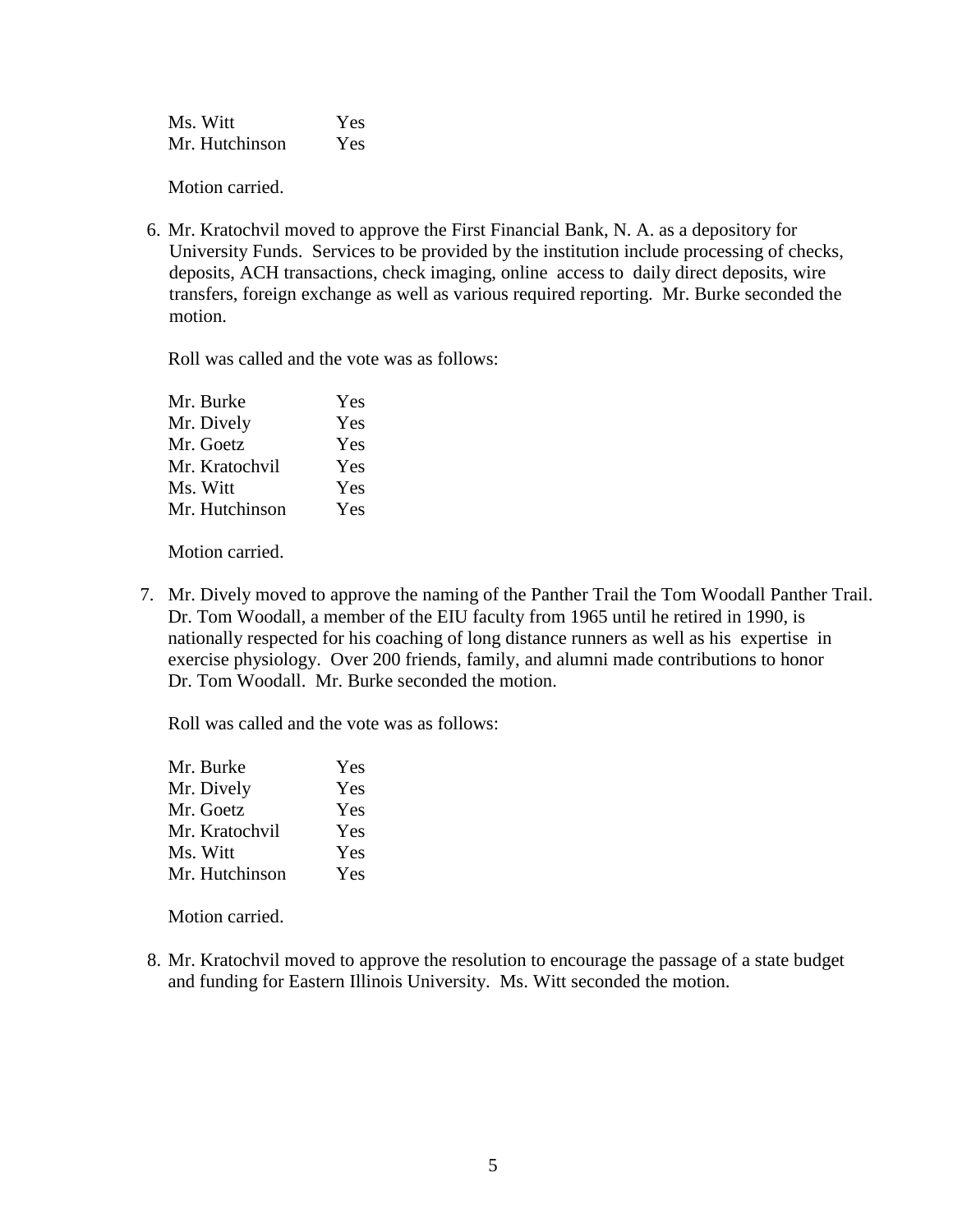| | |
|---|---|
| Ms. Witt | Yes |
| Mr. Hutchinson | Yes |

Motion carried.

6. Mr. Kratochvil moved to approve the First Financial Bank, N. A. as a depository for University Funds. Services to be provided by the institution include processing of checks, deposits, ACH transactions, check imaging, online access to daily direct deposits, wire transfers, foreign exchange as well as various required reporting. Mr. Burke seconded the motion.

   Roll was called and the vote was as follows:

   | | |
   |---|---|
   | Mr. Burke | Yes |
   | Mr. Dively | Yes |
   | Mr. Goetz | Yes |
   | Mr. Kratochvil | Yes |
   | Ms. Witt | Yes |
   | Mr. Hutchinson | Yes |

   Motion carried.

7. Mr. Dively moved to approve the naming of the Panther Trail the Tom Woodall Panther Trail. Dr. Tom Woodall, a member of the EIU faculty from 1965 until he retired in 1990, is nationally respected for his coaching of long distance runners as well as his expertise in exercise physiology. Over 200 friends, family, and alumni made contributions to honor Dr. Tom Woodall. Mr. Burke seconded the motion.

   Roll was called and the vote was as follows:

   | | |
   |---|---|
   | Mr. Burke | Yes |
   | Mr. Dively | Yes |
   | Mr. Goetz | Yes |
   | Mr. Kratochvil | Yes |
   | Ms. Witt | Yes |
   | Mr. Hutchinson | Yes |

   Motion carried.

8. Mr. Kratochvil moved to approve the resolution to encourage the passage of a state budget and funding for Eastern Illinois University. Ms. Witt seconded the motion.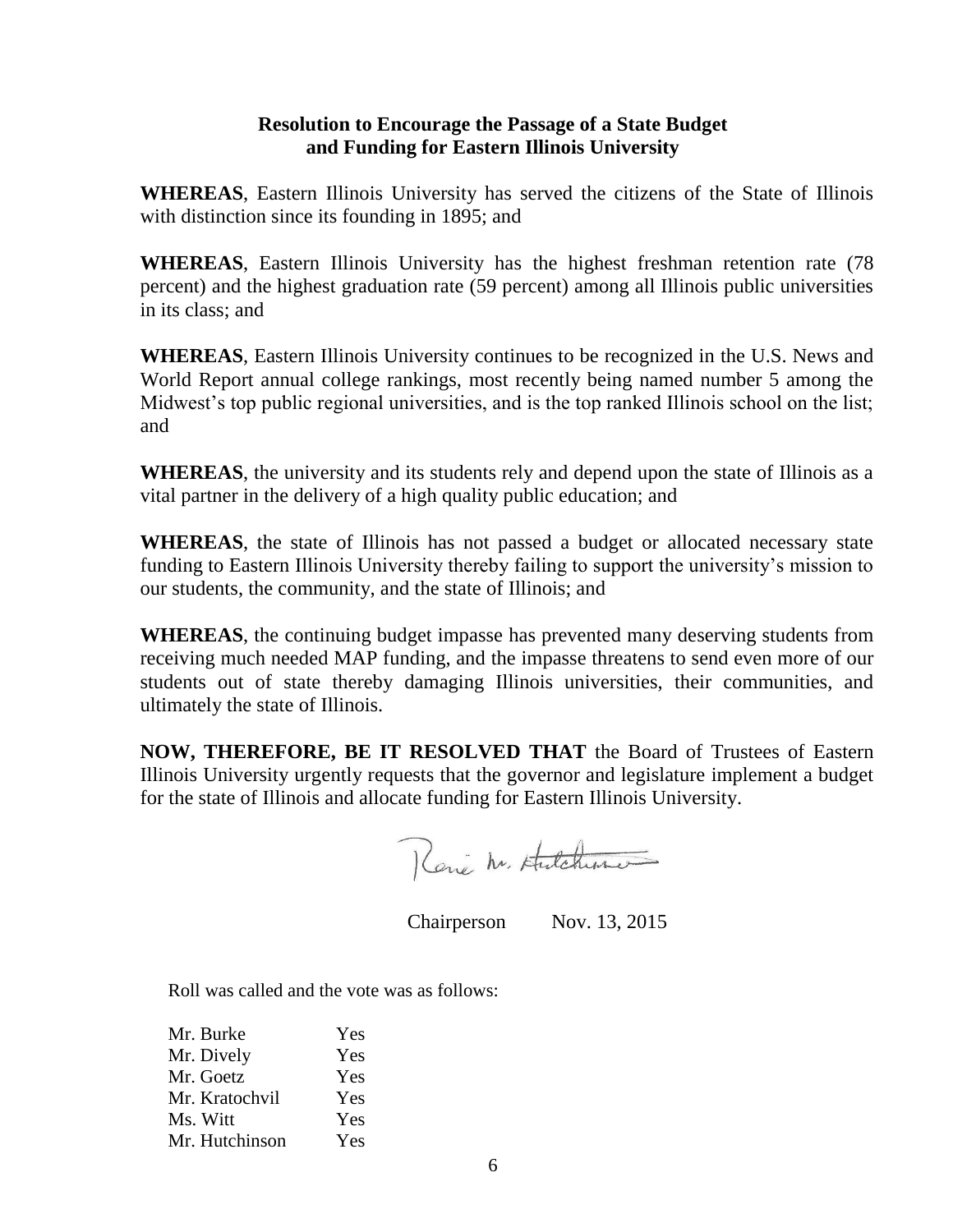**Resolution to Encourage the Passage of a State Budget and Funding for Eastern Illinois University**

**WHEREAS**, Eastern Illinois University has served the citizens of the State of Illinois with distinction since its founding in 1895; and

**WHEREAS**, Eastern Illinois University has the highest freshman retention rate (78 percent) and the highest graduation rate (59 percent) among all Illinois public universities in its class; and

**WHEREAS**, Eastern Illinois University continues to be recognized in the U.S. News and World Report annual college rankings, most recently being named number 5 among the Midwest's top public regional universities, and is the top ranked Illinois school on the list; and

**WHEREAS**, the university and its students rely and depend upon the state of Illinois as a vital partner in the delivery of a high quality public education; and

**WHEREAS**, the state of Illinois has not passed a budget or allocated necessary state funding to Eastern Illinois University thereby failing to support the university's mission to our students, the community, and the state of Illinois; and

**WHEREAS**, the continuing budget impasse has prevented many deserving students from receiving much needed MAP funding, and the impasse threatens to send even more of our students out of state thereby damaging Illinois universities, their communities, and ultimately the state of Illinois.

**NOW, THEREFORE, BE IT RESOLVED THAT** the Board of Trustees of Eastern Illinois University urgently requests that the governor and legislature implement a budget for the state of Illinois and allocate funding for Eastern Illinois University.

Rene M. Hutchinson

Chairperson Nov. 13, 2015

Roll was called and the vote was as follows:

| | |
|---|---|
| Mr. Burke | Yes |
| Mr. Dively | Yes |
| Mr. Goetz | Yes |
| Mr. Kratochvil | Yes |
| Ms. Witt | Yes |
| Mr. Hutchinson | Yes |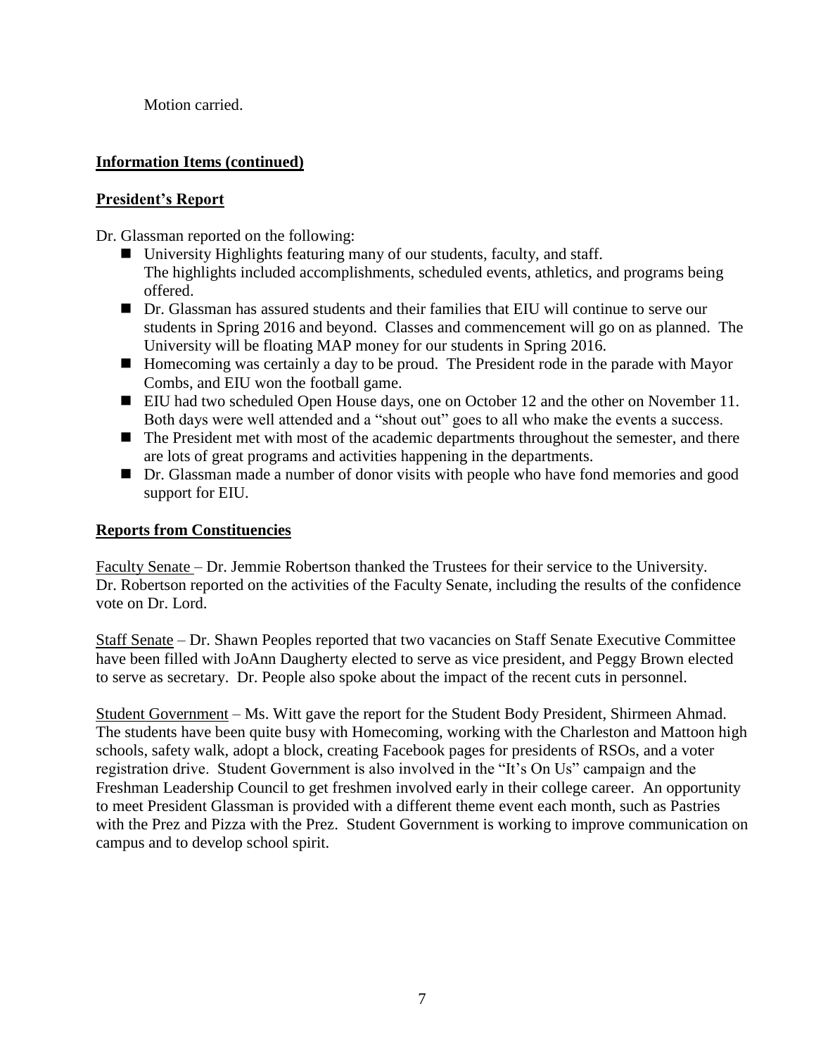Motion carried.

**Information Items (continued)**

**President's Report**

Dr. Glassman reported on the following:

- University Highlights featuring many of our students, faculty, and staff. The highlights included accomplishments, scheduled events, athletics, and programs being offered.
- Dr. Glassman has assured students and their families that EIU will continue to serve our students in Spring 2016 and beyond. Classes and commencement will go on as planned. The University will be floating MAP money for our students in Spring 2016.
- Homecoming was certainly a day to be proud. The President rode in the parade with Mayor Combs, and EIU won the football game.
- EIU had two scheduled Open House days, one on October 12 and the other on November 11. Both days were well attended and a "shout out" goes to all who make the events a success.
- The President met with most of the academic departments throughout the semester, and there are lots of great programs and activities happening in the departments.
- Dr. Glassman made a number of donor visits with people who have fond memories and good support for EIU.

**Reports from Constituencies**

Faculty Senate – Dr. Jemmie Robertson thanked the Trustees for their service to the University. Dr. Robertson reported on the activities of the Faculty Senate, including the results of the confidence vote on Dr. Lord.

Staff Senate – Dr. Shawn Peoples reported that two vacancies on Staff Senate Executive Committee have been filled with JoAnn Daugherty elected to serve as vice president, and Peggy Brown elected to serve as secretary. Dr. People also spoke about the impact of the recent cuts in personnel.

Student Government – Ms. Witt gave the report for the Student Body President, Shirmeen Ahmad. The students have been quite busy with Homecoming, working with the Charleston and Mattoon high schools, safety walk, adopt a block, creating Facebook pages for presidents of RSOs, and a voter registration drive. Student Government is also involved in the "It's On Us" campaign and the Freshman Leadership Council to get freshmen involved early in their college career. An opportunity to meet President Glassman is provided with a different theme event each month, such as Pastries with the Prez and Pizza with the Prez. Student Government is working to improve communication on campus and to develop school spirit.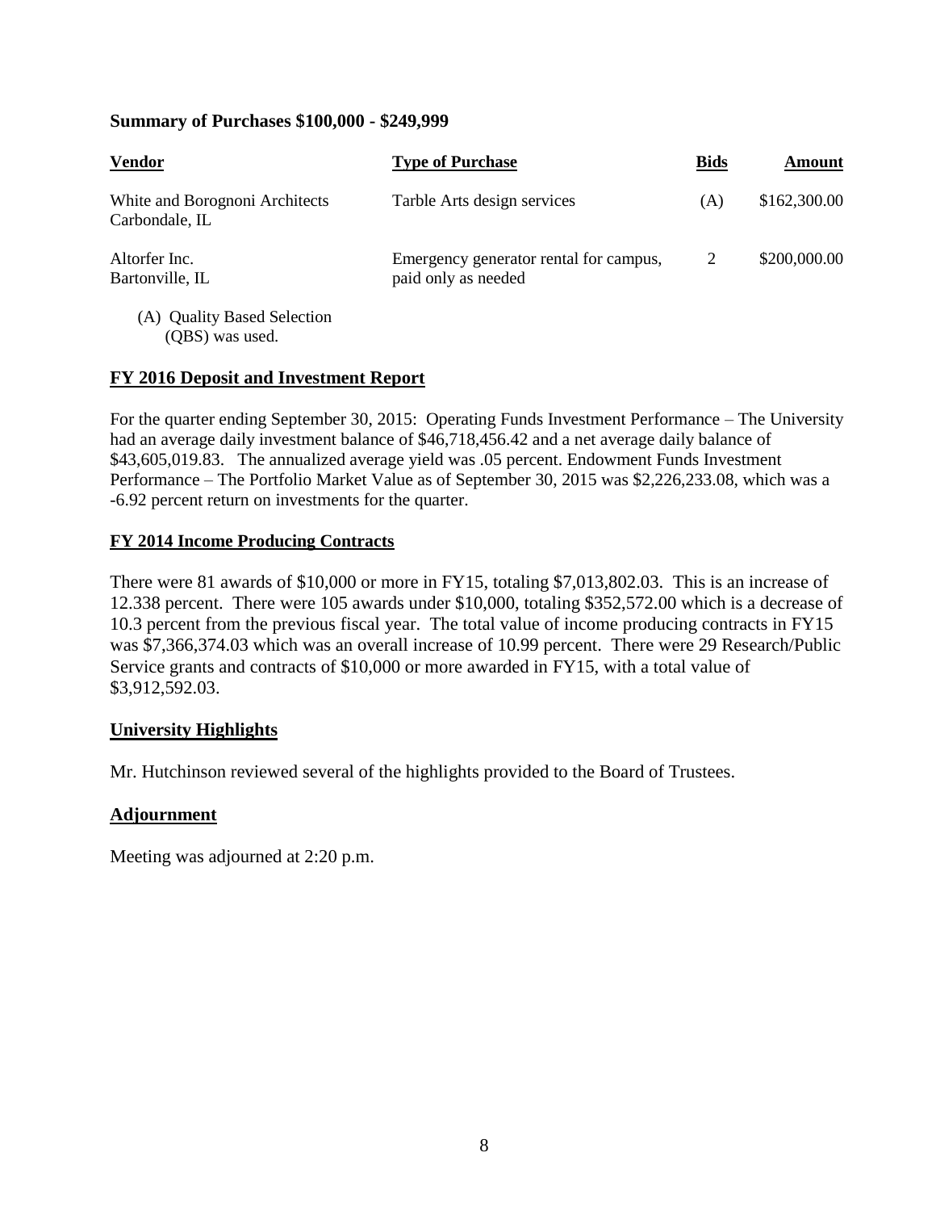**Summary of Purchases $100,000 - $249,999**

| Vendor | Type of Purchase | Bids | Amount |
|---|---|---|---|
| White and Borognoni Architects<br>Carbondale, IL | Tarble Arts design services | (A) | $162,300.00 |
| Altorfer Inc.<br>Bartonville, IL | Emergency generator rental for campus, paid only as needed | 2 | $200,000.00 |

(A) Quality Based Selection (QBS) was used.

## FY 2016 Deposit and Investment Report

For the quarter ending September 30, 2015: Operating Funds Investment Performance – The University had an average daily investment balance of $46,718,456.42 and a net average daily balance of $43,605,019.83. The annualized average yield was .05 percent. Endowment Funds Investment Performance – The Portfolio Market Value as of September 30, 2015 was $2,226,233.08, which was a -6.92 percent return on investments for the quarter.

## FY 2014 Income Producing Contracts

There were 81 awards of $10,000 or more in FY15, totaling $7,013,802.03. This is an increase of 12.338 percent. There were 105 awards under $10,000, totaling $352,572.00 which is a decrease of 10.3 percent from the previous fiscal year. The total value of income producing contracts in FY15 was $7,366,374.03 which was an overall increase of 10.99 percent. There were 29 Research/Public Service grants and contracts of $10,000 or more awarded in FY15, with a total value of $3,912,592.03.

## University Highlights

Mr. Hutchinson reviewed several of the highlights provided to the Board of Trustees.

## Adjournment

Meeting was adjourned at 2:20 p.m.